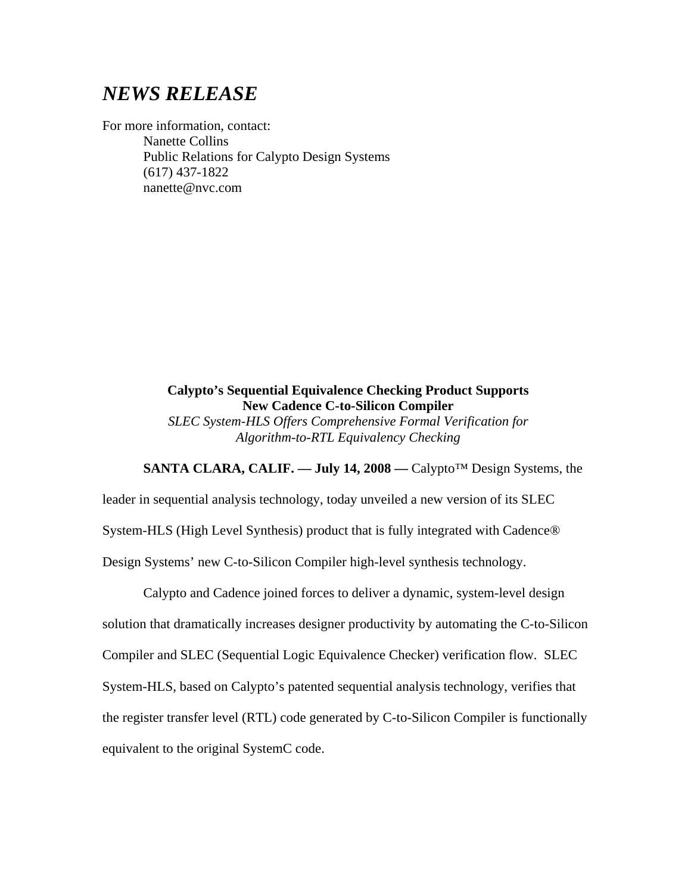# *NEWS RELEASE*

For more information, contact:
Nanette Collins
Public Relations for Calypto Design Systems
(617) 437-1822
nanette@nvc.com

**Calypto's Sequential Equivalence Checking Product Supports New Cadence C-to-Silicon Compiler**

*SLEC System-HLS Offers Comprehensive Formal Verification for Algorithm-to-RTL Equivalency Checking*

**SANTA CLARA, CALIF. — July 14, 2008 —** Calypto™ Design Systems, the leader in sequential analysis technology, today unveiled a new version of its SLEC System-HLS (High Level Synthesis) product that is fully integrated with Cadence® Design Systems' new C-to-Silicon Compiler high-level synthesis technology.

Calypto and Cadence joined forces to deliver a dynamic, system-level design solution that dramatically increases designer productivity by automating the C-to-Silicon Compiler and SLEC (Sequential Logic Equivalence Checker) verification flow. SLEC System-HLS, based on Calypto's patented sequential analysis technology, verifies that the register transfer level (RTL) code generated by C-to-Silicon Compiler is functionally equivalent to the original SystemC code.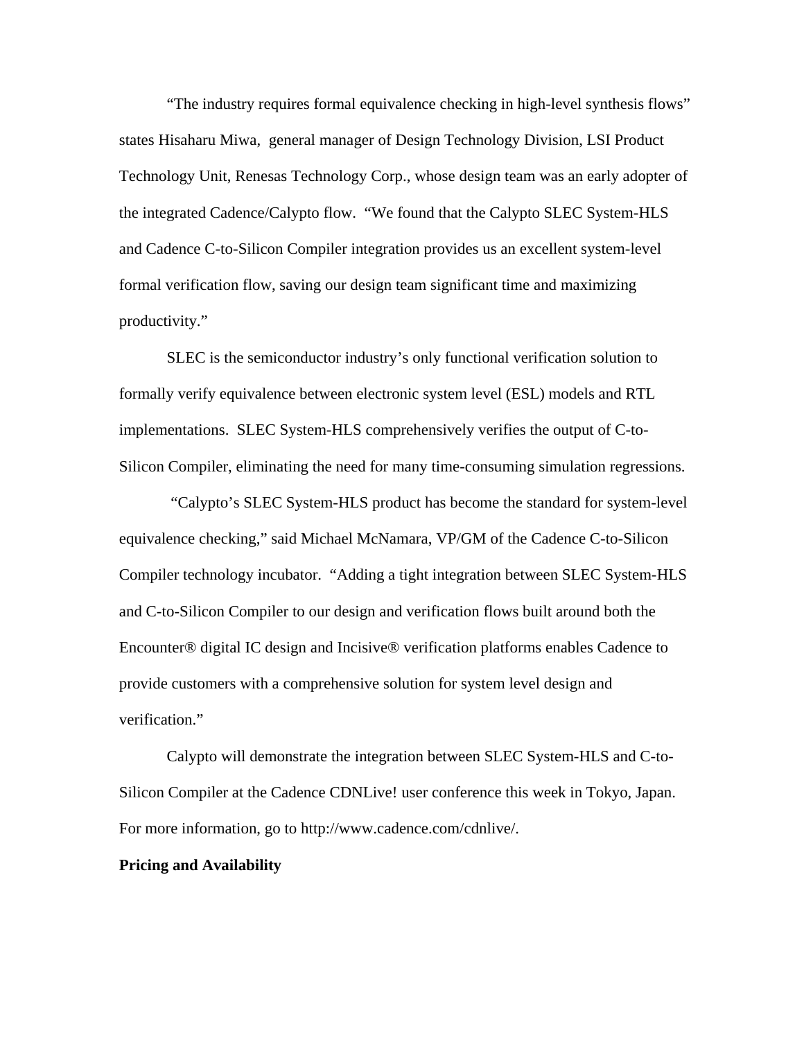"The industry requires formal equivalence checking in high-level synthesis flows" states Hisaharu Miwa, general manager of Design Technology Division, LSI Product Technology Unit, Renesas Technology Corp., whose design team was an early adopter of the integrated Cadence/Calypto flow. "We found that the Calypto SLEC System-HLS and Cadence C-to-Silicon Compiler integration provides us an excellent system-level formal verification flow, saving our design team significant time and maximizing productivity."

SLEC is the semiconductor industry's only functional verification solution to formally verify equivalence between electronic system level (ESL) models and RTL implementations. SLEC System-HLS comprehensively verifies the output of C-to-Silicon Compiler, eliminating the need for many time-consuming simulation regressions.

"Calypto's SLEC System-HLS product has become the standard for system-level equivalence checking," said Michael McNamara, VP/GM of the Cadence C-to-Silicon Compiler technology incubator. "Adding a tight integration between SLEC System-HLS and C-to-Silicon Compiler to our design and verification flows built around both the Encounter® digital IC design and Incisive® verification platforms enables Cadence to provide customers with a comprehensive solution for system level design and verification."

Calypto will demonstrate the integration between SLEC System-HLS and C-to-Silicon Compiler at the Cadence CDNLive! user conference this week in Tokyo, Japan. For more information, go to http://www.cadence.com/cdnlive/.

**Pricing and Availability**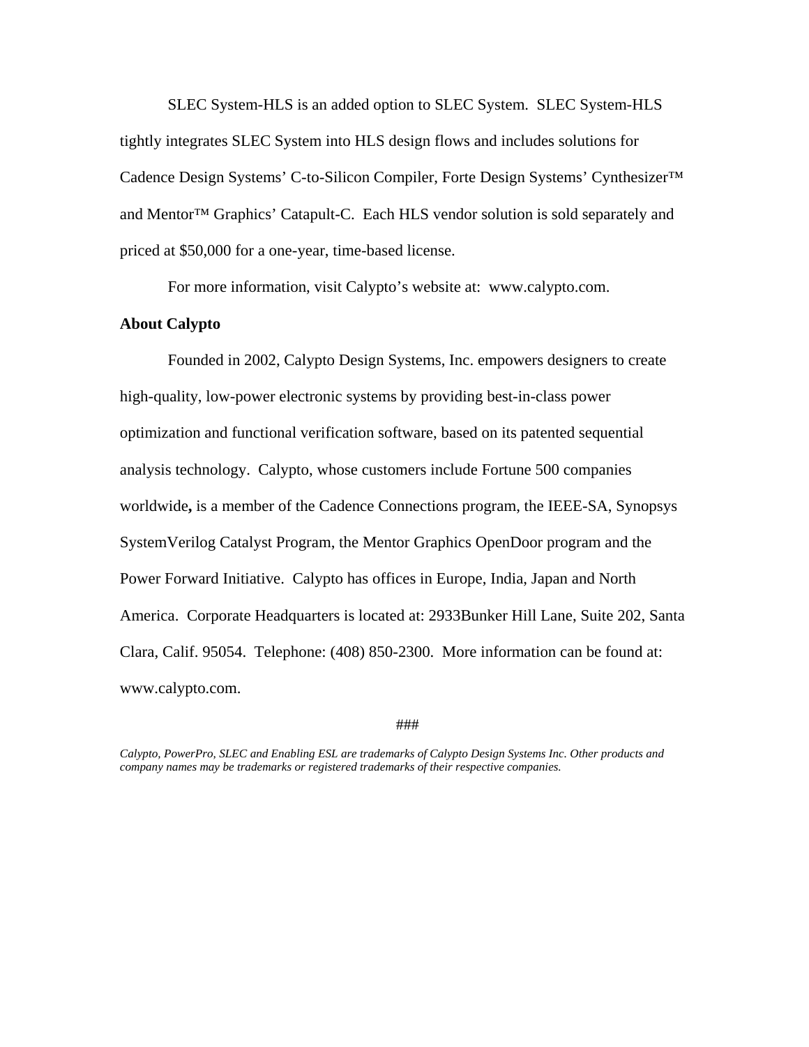SLEC System-HLS is an added option to SLEC System. SLEC System-HLS tightly integrates SLEC System into HLS design flows and includes solutions for Cadence Design Systems' C-to-Silicon Compiler, Forte Design Systems' Cynthesizer™ and Mentor™ Graphics' Catapult-C. Each HLS vendor solution is sold separately and priced at $50,000 for a one-year, time-based license.

For more information, visit Calypto's website at: www.calypto.com.

**About Calypto**

Founded in 2002, Calypto Design Systems, Inc. empowers designers to create high-quality, low-power electronic systems by providing best-in-class power optimization and functional verification software, based on its patented sequential analysis technology. Calypto, whose customers include Fortune 500 companies worldwide**,** is a member of the Cadence Connections program, the IEEE-SA, Synopsys SystemVerilog Catalyst Program, the Mentor Graphics OpenDoor program and the Power Forward Initiative. Calypto has offices in Europe, India, Japan and North America. Corporate Headquarters is located at: 2933Bunker Hill Lane, Suite 202, Santa Clara, Calif. 95054. Telephone: (408) 850-2300. More information can be found at: www.calypto.com.

###

*Calypto, PowerPro, SLEC and Enabling ESL are trademarks of Calypto Design Systems Inc. Other products and company names may be trademarks or registered trademarks of their respective companies.*